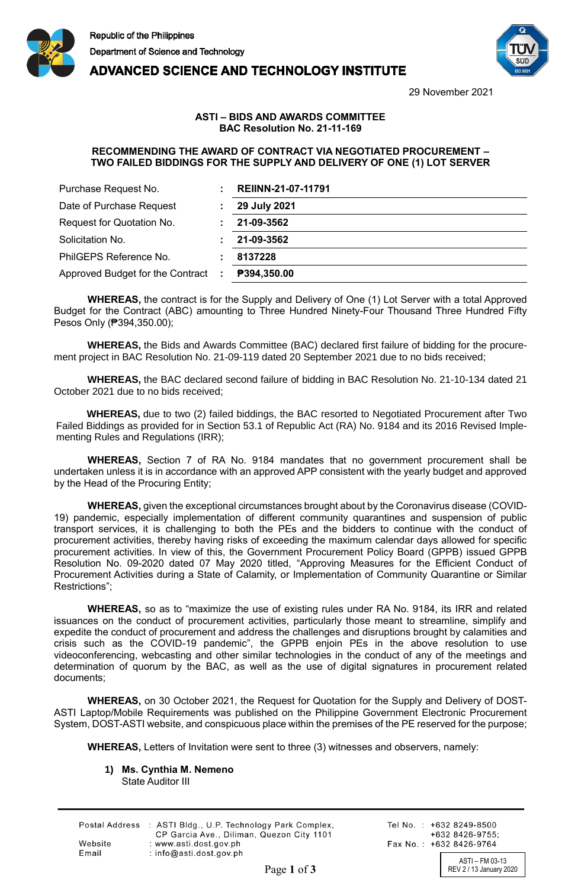Republic of the Philippines
Department of Science and Technology
**ADVANCED SCIENCE AND TECHNOLOGY INSTITUTE**

29 November 2021

**ASTI – BIDS AND AWARDS COMMITTEE**
**BAC Resolution No. 21-11-169**

**RECOMMENDING THE AWARD OF CONTRACT VIA NEGOTIATED PROCUREMENT – TWO FAILED BIDDINGS FOR THE SUPPLY AND DELIVERY OF ONE (1) LOT SERVER**

| | | |
|---|---|---|
| Purchase Request No. | : | **REIINN-21-07-11791** |
| Date of Purchase Request | : | **29 July 2021** |
| Request for Quotation No. | : | **21-09-3562** |
| Solicitation No. | : | **21-09-3562** |
| PhilGEPS Reference No. | : | **8137228** |
| Approved Budget for the Contract | : | **₱394,350.00** |

**WHEREAS,** the contract is for the Supply and Delivery of One (1) Lot Server with a total Approved Budget for the Contract (ABC) amounting to Three Hundred Ninety-Four Thousand Three Hundred Fifty Pesos Only (₱394,350.00);

**WHEREAS,** the Bids and Awards Committee (BAC) declared first failure of bidding for the procurement project in BAC Resolution No. 21-09-119 dated 20 September 2021 due to no bids received;

**WHEREAS,** the BAC declared second failure of bidding in BAC Resolution No. 21-10-134 dated 21 October 2021 due to no bids received;

**WHEREAS,** due to two (2) failed biddings, the BAC resorted to Negotiated Procurement after Two Failed Biddings as provided for in Section 53.1 of Republic Act (RA) No. 9184 and its 2016 Revised Implementing Rules and Regulations (IRR);

**WHEREAS,** Section 7 of RA No. 9184 mandates that no government procurement shall be undertaken unless it is in accordance with an approved APP consistent with the yearly budget and approved by the Head of the Procuring Entity;

**WHEREAS,** given the exceptional circumstances brought about by the Coronavirus disease (COVID-19) pandemic, especially implementation of different community quarantines and suspension of public transport services, it is challenging to both the PEs and the bidders to continue with the conduct of procurement activities, thereby having risks of exceeding the maximum calendar days allowed for specific procurement activities. In view of this, the Government Procurement Policy Board (GPPB) issued GPPB Resolution No. 09-2020 dated 07 May 2020 titled, "Approving Measures for the Efficient Conduct of Procurement Activities during a State of Calamity, or Implementation of Community Quarantine or Similar Restrictions";

**WHEREAS,** so as to "maximize the use of existing rules under RA No. 9184, its IRR and related issuances on the conduct of procurement activities, particularly those meant to streamline, simplify and expedite the conduct of procurement and address the challenges and disruptions brought by calamities and crisis such as the COVID-19 pandemic", the GPPB enjoin PEs in the above resolution to use videoconferencing, webcasting and other similar technologies in the conduct of any of the meetings and determination of quorum by the BAC, as well as the use of digital signatures in procurement related documents;

**WHEREAS,** on 30 October 2021, the Request for Quotation for the Supply and Delivery of DOST-ASTI Laptop/Mobile Requirements was published on the Philippine Government Electronic Procurement System, DOST-ASTI website, and conspicuous place within the premises of the PE reserved for the purpose;

**WHEREAS,** Letters of Invitation were sent to three (3) witnesses and observers, namely:

1) **Ms. Cynthia M. Nemeno**
   State Auditor III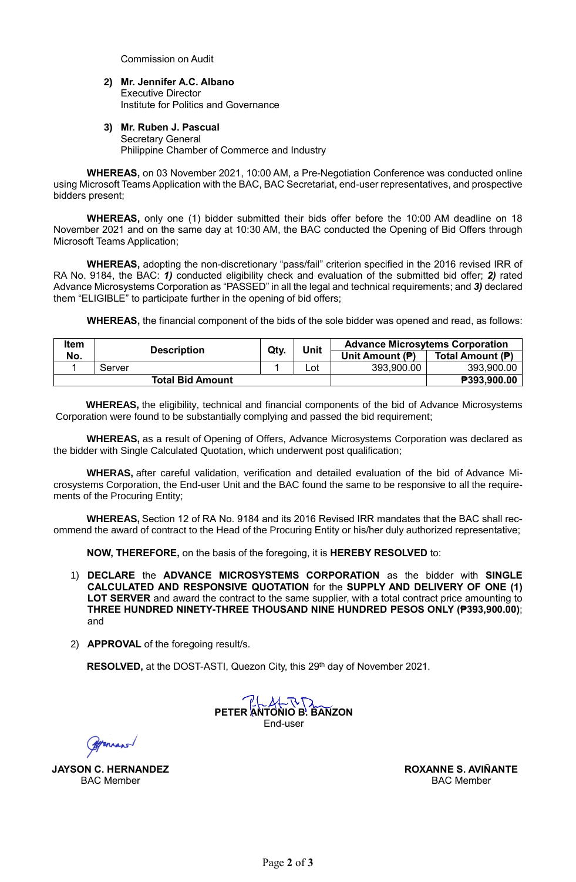Commission on Audit

2) **Mr. Jennifer A.C. Albano**
   Executive Director
   Institute for Politics and Governance

3) **Mr. Ruben J. Pascual**
   Secretary General
   Philippine Chamber of Commerce and Industry

**WHEREAS,** on 03 November 2021, 10:00 AM, a Pre-Negotiation Conference was conducted online using Microsoft Teams Application with the BAC, BAC Secretariat, end-user representatives, and prospective bidders present;

**WHEREAS,** only one (1) bidder submitted their bids offer before the 10:00 AM deadline on 18 November 2021 and on the same day at 10:30 AM, the BAC conducted the Opening of Bid Offers through Microsoft Teams Application;

**WHEREAS,** adopting the non-discretionary "pass/fail" criterion specified in the 2016 revised IRR of RA No. 9184, the BAC: ***1)*** conducted eligibility check and evaluation of the submitted bid offer; ***2)*** rated Advance Microsystems Corporation as "PASSED" in all the legal and technical requirements; and ***3)*** declared them "ELIGIBLE" to participate further in the opening of bid offers;

**WHEREAS,** the financial component of the bids of the sole bidder was opened and read, as follows:

| Item No. | Description | Qty. | Unit | Advance Microsystems Corporation | |
|---|---|---|---|---|---|
| | | | | Unit Amount (₱) | Total Amount (₱) |
| 1 | Server | 1 | Lot | 393,900.00 | 393,900.00 |
| **Total Bid Amount** | | | | | **₱393,900.00** |

**WHEREAS,** the eligibility, technical and financial components of the bid of Advance Microsystems Corporation were found to be substantially complying and passed the bid requirement;

**WHEREAS,** as a result of Opening of Offers, Advance Microsystems Corporation was declared as the bidder with Single Calculated Quotation, which underwent post qualification;

**WHERAS,** after careful validation, verification and detailed evaluation of the bid of Advance Microsystems Corporation, the End-user Unit and the BAC found the same to be responsive to all the requirements of the Procuring Entity;

**WHEREAS,** Section 12 of RA No. 9184 and its 2016 Revised IRR mandates that the BAC shall recommend the award of contract to the Head of the Procuring Entity or his/her duly authorized representative;

**NOW, THEREFORE,** on the basis of the foregoing, it is **HEREBY RESOLVED** to:

1) **DECLARE** the **ADVANCE MICROSYSTEMS CORPORATION** as the bidder with **SINGLE CALCULATED AND RESPONSIVE QUOTATION** for the **SUPPLY AND DELIVERY OF ONE (1) LOT SERVER** and award the contract to the same supplier, with a total contract price amounting to **THREE HUNDRED NINETY-THREE THOUSAND NINE HUNDRED PESOS ONLY (₱393,900.00)**; and

2) **APPROVAL** of the foregoing result/s.

**RESOLVED,** at the DOST-ASTI, Quezon City, this 29th day of November 2021.

**PETER ANTONIO B. BANZON**
End-user

**JAYSON C. HERNANDEZ**
BAC Member

**ROXANNE S. AVIÑANTE**
BAC Member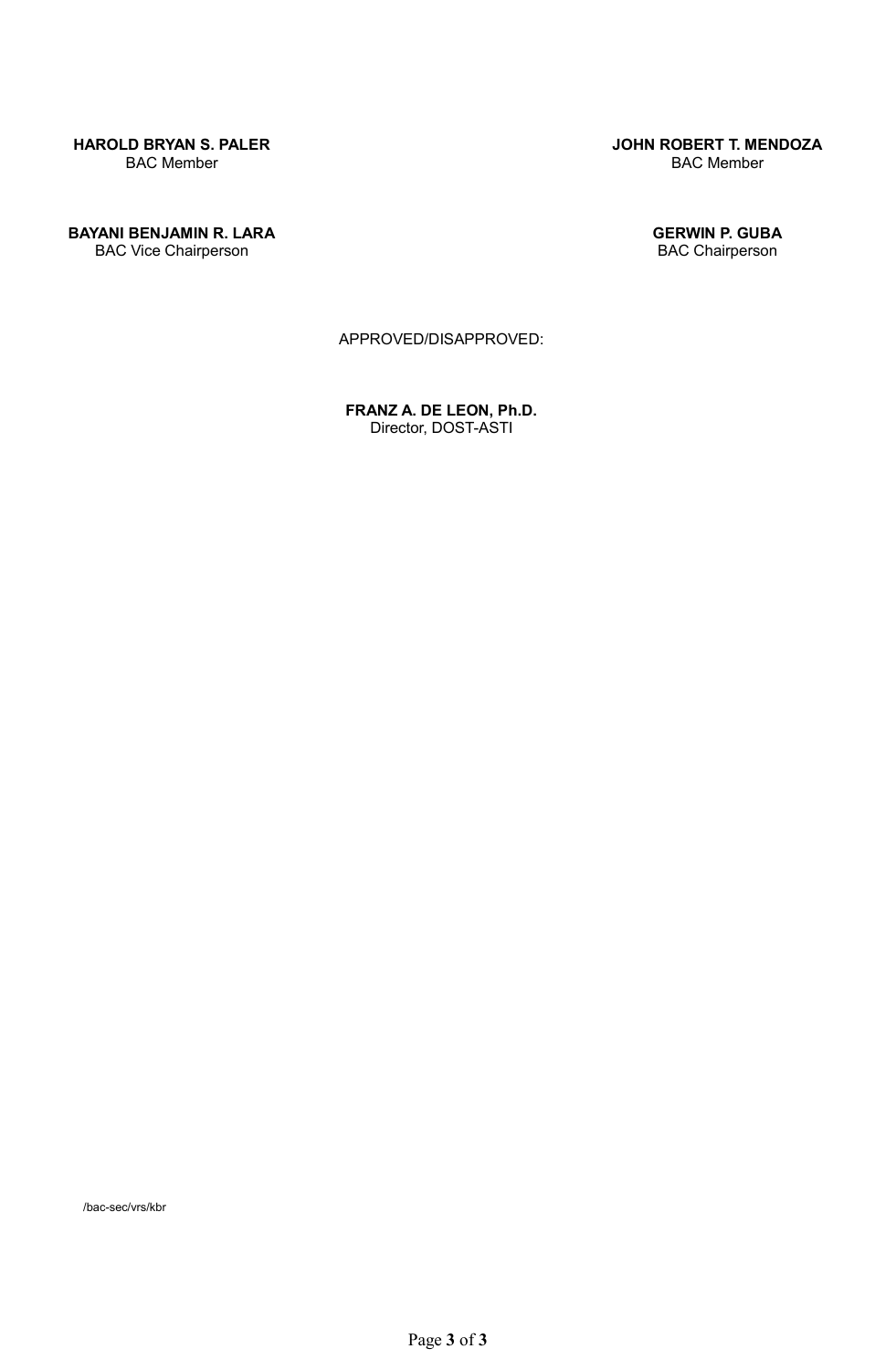**HAROLD BRYAN S. PALER**
BAC Member

**JOHN ROBERT T. MENDOZA**
BAC Member

**BAYANI BENJAMIN R. LARA**
BAC Vice Chairperson

**GERWIN P. GUBA**
BAC Chairperson

APPROVED/DISAPPROVED:

**FRANZ A. DE LEON, Ph.D.**
Director, DOST-ASTI

/bac-sec/vrs/kbr